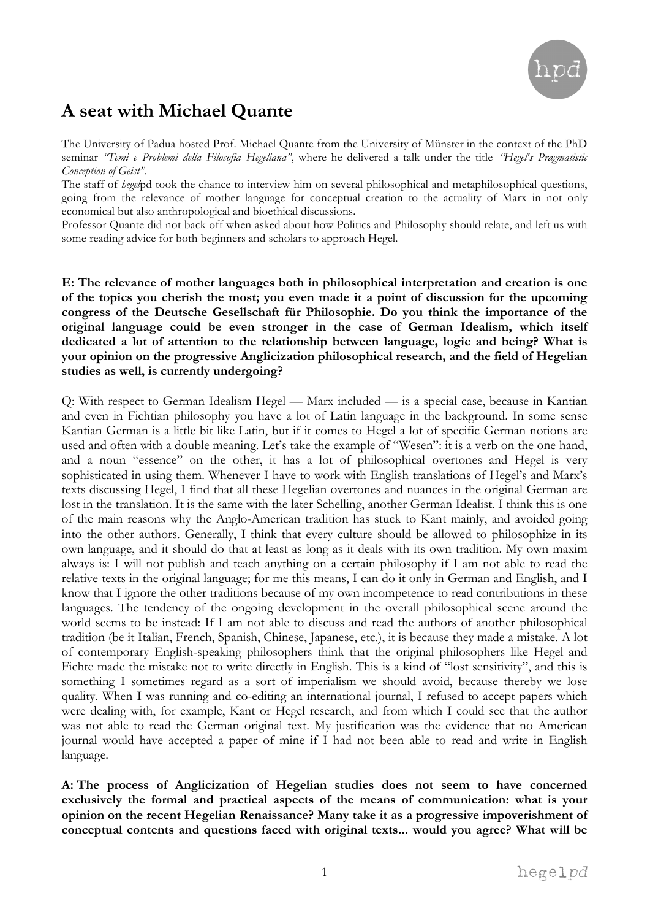# A seat with Michael Quante

The University of Padua hosted Prof. Michael Quante from the University of Münster in the context of the PhD seminar *"Temi e Problemi della Filosofia Hegeliana"*, where he delivered a talk under the title *"Hegel's Pragmatistic Conception of Geist"*.

The staff of *hegel*pd took the chance to interview him on several philosophical and metaphilosophical questions, going from the relevance of mother language for conceptual creation to the actuality of Marx in not only economical but also anthropological and bioethical discussions.

Professor Quante did not back off when asked about how Politics and Philosophy should relate, and left us with some reading advice for both beginners and scholars to approach Hegel.

**E: The relevance of mother languages both in philosophical interpretation and creation is one of the topics you cherish the most; you even made it a point of discussion for the upcoming congress of the Deutsche Gesellschaft für Philosophie. Do you think the importance of the original language could be even stronger in the case of German Idealism, which itself dedicated a lot of attention to the relationship between language, logic and being? What is your opinion on the progressive Anglicization philosophical research, and the field of Hegelian studies as well, is currently undergoing?**

Q: With respect to German Idealism Hegel — Marx included — is a special case, because in Kantian and even in Fichtian philosophy you have a lot of Latin language in the background. In some sense Kantian German is a little bit like Latin, but if it comes to Hegel a lot of specific German notions are used and often with a double meaning. Let's take the example of "Wesen": it is a verb on the one hand, and a noun "essence" on the other, it has a lot of philosophical overtones and Hegel is very sophisticated in using them. Whenever I have to work with English translations of Hegel's and Marx's texts discussing Hegel, I find that all these Hegelian overtones and nuances in the original German are lost in the translation. It is the same with the later Schelling, another German Idealist. I think this is one of the main reasons why the Anglo-American tradition has stuck to Kant mainly, and avoided going into the other authors. Generally, I think that every culture should be allowed to philosophize in its own language, and it should do that at least as long as it deals with its own tradition. My own maxim always is: I will not publish and teach anything on a certain philosophy if I am not able to read the relative texts in the original language; for me this means, I can do it only in German and English, and I know that I ignore the other traditions because of my own incompetence to read contributions in these languages. The tendency of the ongoing development in the overall philosophical scene around the world seems to be instead: If I am not able to discuss and read the authors of another philosophical tradition (be it Italian, French, Spanish, Chinese, Japanese, etc.), it is because they made a mistake. A lot of contemporary English-speaking philosophers think that the original philosophers like Hegel and Fichte made the mistake not to write directly in English. This is a kind of "lost sensitivity", and this is something I sometimes regard as a sort of imperialism we should avoid, because thereby we lose quality. When I was running and co-editing an international journal, I refused to accept papers which were dealing with, for example, Kant or Hegel research, and from which I could see that the author was not able to read the German original text. My justification was the evidence that no American journal would have accepted a paper of mine if I had not been able to read and write in English language.

**A: The process of Anglicization of Hegelian studies does not seem to have concerned exclusively the formal and practical aspects of the means of communication: what is your opinion on the recent Hegelian Renaissance? Many take it as a progressive impoverishment of conceptual contents and questions faced with original texts... would you agree? What will be**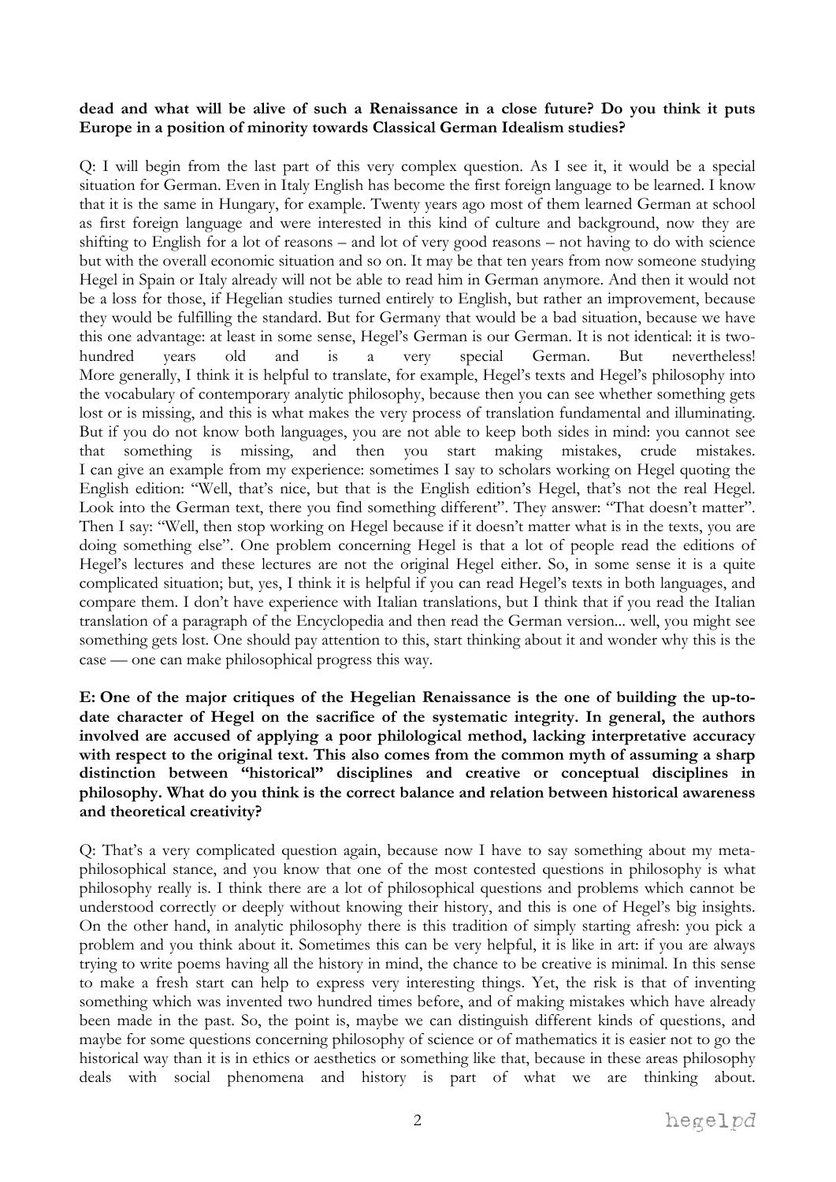**dead and what will be alive of such a Renaissance in a close future? Do you think it puts Europe in a position of minority towards Classical German Idealism studies?**

Q: I will begin from the last part of this very complex question. As I see it, it would be a special situation for German. Even in Italy English has become the first foreign language to be learned. I know that it is the same in Hungary, for example. Twenty years ago most of them learned German at school as first foreign language and were interested in this kind of culture and background, now they are shifting to English for a lot of reasons – and lot of very good reasons – not having to do with science but with the overall economic situation and so on. It may be that ten years from now someone studying Hegel in Spain or Italy already will not be able to read him in German anymore. And then it would not be a loss for those, if Hegelian studies turned entirely to English, but rather an improvement, because they would be fulfilling the standard. But for Germany that would be a bad situation, because we have this one advantage: at least in some sense, Hegel's German is our German. It is not identical: it is two-hundred years old and is a very special German. But nevertheless! More generally, I think it is helpful to translate, for example, Hegel's texts and Hegel's philosophy into the vocabulary of contemporary analytic philosophy, because then you can see whether something gets lost or is missing, and this is what makes the very process of translation fundamental and illuminating. But if you do not know both languages, you are not able to keep both sides in mind: you cannot see that something is missing, and then you start making mistakes, crude mistakes. I can give an example from my experience: sometimes I say to scholars working on Hegel quoting the English edition: "Well, that's nice, but that is the English edition's Hegel, that's not the real Hegel. Look into the German text, there you find something different". They answer: "That doesn't matter". Then I say: "Well, then stop working on Hegel because if it doesn't matter what is in the texts, you are doing something else". One problem concerning Hegel is that a lot of people read the editions of Hegel's lectures and these lectures are not the original Hegel either. So, in some sense it is a quite complicated situation; but, yes, I think it is helpful if you can read Hegel's texts in both languages, and compare them. I don't have experience with Italian translations, but I think that if you read the Italian translation of a paragraph of the Encyclopedia and then read the German version... well, you might see something gets lost. One should pay attention to this, start thinking about it and wonder why this is the case — one can make philosophical progress this way.

**E: One of the major critiques of the Hegelian Renaissance is the one of building the up-to-date character of Hegel on the sacrifice of the systematic integrity. In general, the authors involved are accused of applying a poor philological method, lacking interpretative accuracy with respect to the original text. This also comes from the common myth of assuming a sharp distinction between "historical" disciplines and creative or conceptual disciplines in philosophy. What do you think is the correct balance and relation between historical awareness and theoretical creativity?**

Q: That's a very complicated question again, because now I have to say something about my meta-philosophical stance, and you know that one of the most contested questions in philosophy is what philosophy really is. I think there are a lot of philosophical questions and problems which cannot be understood correctly or deeply without knowing their history, and this is one of Hegel's big insights. On the other hand, in analytic philosophy there is this tradition of simply starting afresh: you pick a problem and you think about it. Sometimes this can be very helpful, it is like in art: if you are always trying to write poems having all the history in mind, the chance to be creative is minimal. In this sense to make a fresh start can help to express very interesting things. Yet, the risk is that of inventing something which was invented two hundred times before, and of making mistakes which have already been made in the past. So, the point is, maybe we can distinguish different kinds of questions, and maybe for some questions concerning philosophy of science or of mathematics it is easier not to go the historical way than it is in ethics or aesthetics or something like that, because in these areas philosophy deals with social phenomena and history is part of what we are thinking about.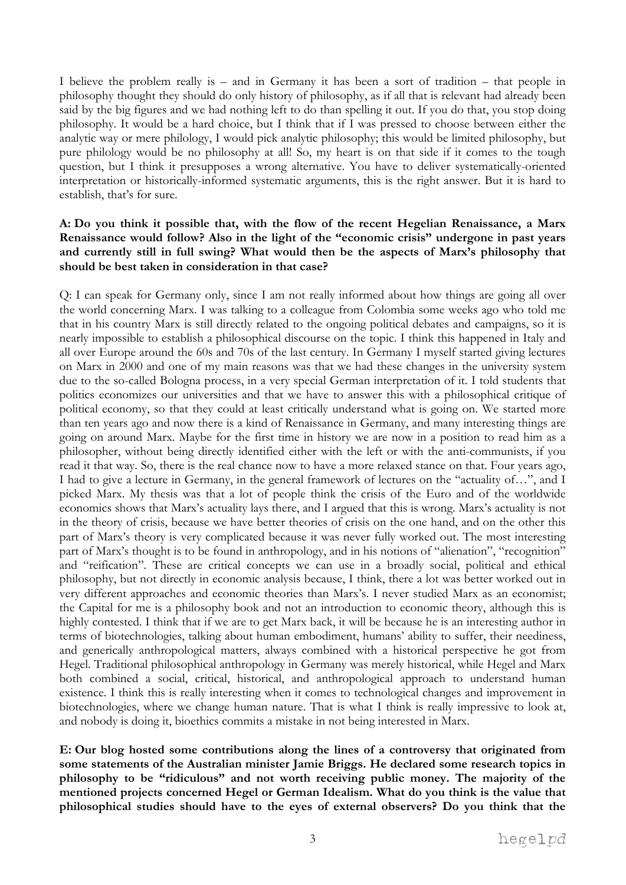I believe the problem really is – and in Germany it has been a sort of tradition – that people in philosophy thought they should do only history of philosophy, as if all that is relevant had already been said by the big figures and we had nothing left to do than spelling it out. If you do that, you stop doing philosophy. It would be a hard choice, but I think that if I was pressed to choose between either the analytic way or mere philology, I would pick analytic philosophy; this would be limited philosophy, but pure philology would be no philosophy at all! So, my heart is on that side if it comes to the tough question, but I think it presupposes a wrong alternative. You have to deliver systematically-oriented interpretation or historically-informed systematic arguments, this is the right answer. But it is hard to establish, that's for sure.

**A: Do you think it possible that, with the flow of the recent Hegelian Renaissance, a Marx Renaissance would follow? Also in the light of the "economic crisis" undergone in past years and currently still in full swing? What would then be the aspects of Marx's philosophy that should be best taken in consideration in that case?**

Q: I can speak for Germany only, since I am not really informed about how things are going all over the world concerning Marx. I was talking to a colleague from Colombia some weeks ago who told me that in his country Marx is still directly related to the ongoing political debates and campaigns, so it is nearly impossible to establish a philosophical discourse on the topic. I think this happened in Italy and all over Europe around the 60s and 70s of the last century. In Germany I myself started giving lectures on Marx in 2000 and one of my main reasons was that we had these changes in the university system due to the so-called Bologna process, in a very special German interpretation of it. I told students that politics economizes our universities and that we have to answer this with a philosophical critique of political economy, so that they could at least critically understand what is going on. We started more than ten years ago and now there is a kind of Renaissance in Germany, and many interesting things are going on around Marx. Maybe for the first time in history we are now in a position to read him as a philosopher, without being directly identified either with the left or with the anti-communists, if you read it that way. So, there is the real chance now to have a more relaxed stance on that. Four years ago, I had to give a lecture in Germany, in the general framework of lectures on the "actuality of…", and I picked Marx. My thesis was that a lot of people think the crisis of the Euro and of the worldwide economics shows that Marx's actuality lays there, and I argued that this is wrong. Marx's actuality is not in the theory of crisis, because we have better theories of crisis on the one hand, and on the other this part of Marx's theory is very complicated because it was never fully worked out. The most interesting part of Marx's thought is to be found in anthropology, and in his notions of "alienation", "recognition" and "reification". These are critical concepts we can use in a broadly social, political and ethical philosophy, but not directly in economic analysis because, I think, there a lot was better worked out in very different approaches and economic theories than Marx's. I never studied Marx as an economist; the Capital for me is a philosophy book and not an introduction to economic theory, although this is highly contested. I think that if we are to get Marx back, it will be because he is an interesting author in terms of biotechnologies, talking about human embodiment, humans' ability to suffer, their neediness, and generically anthropological matters, always combined with a historical perspective he got from Hegel. Traditional philosophical anthropology in Germany was merely historical, while Hegel and Marx both combined a social, critical, historical, and anthropological approach to understand human existence. I think this is really interesting when it comes to technological changes and improvement in biotechnologies, where we change human nature. That is what I think is really impressive to look at, and nobody is doing it, bioethics commits a mistake in not being interested in Marx.

**E: Our blog hosted some contributions along the lines of a controversy that originated from some statements of the Australian minister Jamie Briggs. He declared some research topics in philosophy to be "ridiculous" and not worth receiving public money. The majority of the mentioned projects concerned Hegel or German Idealism. What do you think is the value that philosophical studies should have to the eyes of external observers? Do you think that the**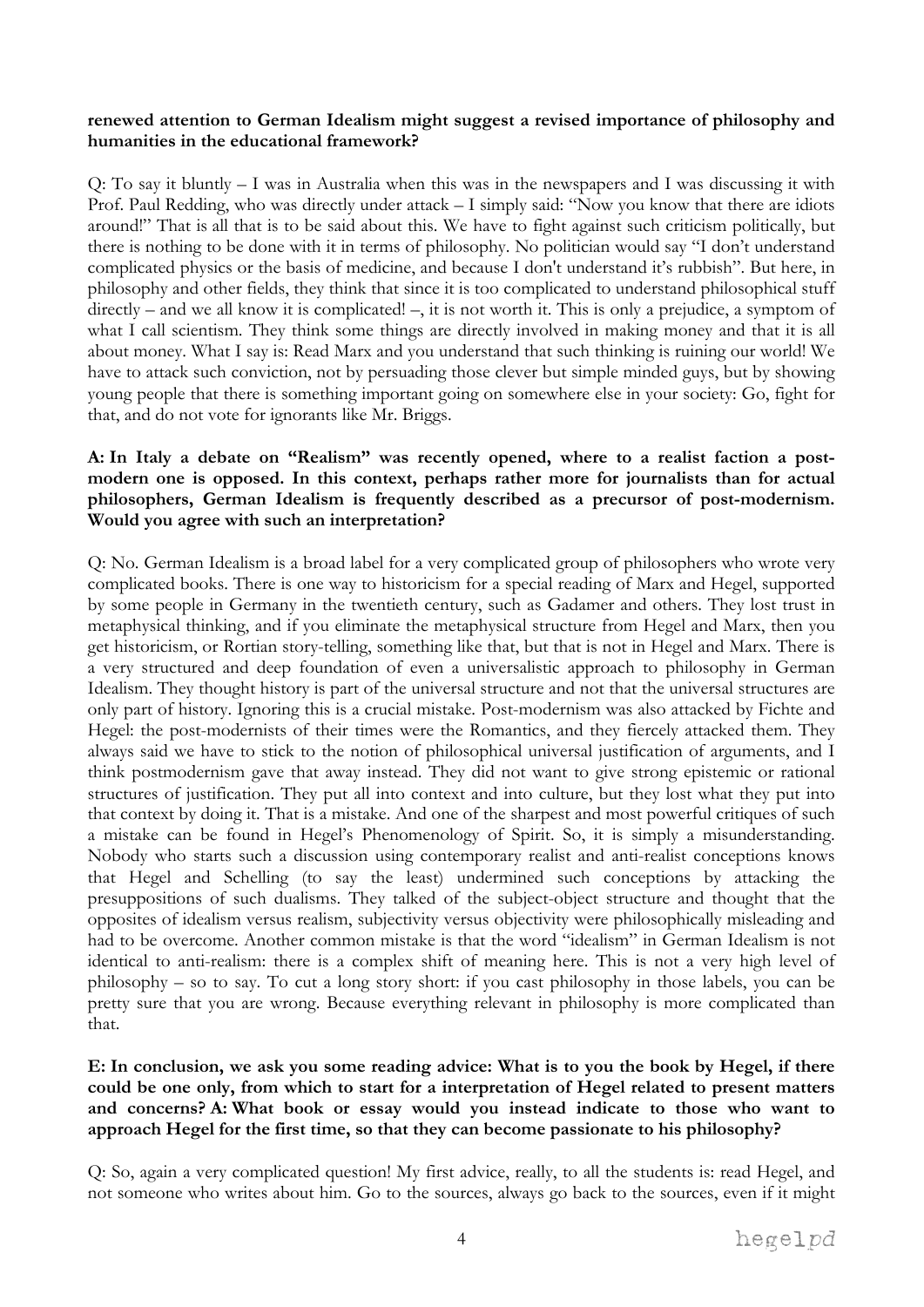**renewed attention to German Idealism might suggest a revised importance of philosophy and humanities in the educational framework?**

Q: To say it bluntly – I was in Australia when this was in the newspapers and I was discussing it with Prof. Paul Redding, who was directly under attack – I simply said: "Now you know that there are idiots around!" That is all that is to be said about this. We have to fight against such criticism politically, but there is nothing to be done with it in terms of philosophy. No politician would say "I don't understand complicated physics or the basis of medicine, and because I don't understand it's rubbish". But here, in philosophy and other fields, they think that since it is too complicated to understand philosophical stuff directly – and we all know it is complicated! –, it is not worth it. This is only a prejudice, a symptom of what I call scientism. They think some things are directly involved in making money and that it is all about money. What I say is: Read Marx and you understand that such thinking is ruining our world! We have to attack such conviction, not by persuading those clever but simple minded guys, but by showing young people that there is something important going on somewhere else in your society: Go, fight for that, and do not vote for ignorants like Mr. Briggs.

**A: In Italy a debate on "Realism" was recently opened, where to a realist faction a post-modern one is opposed. In this context, perhaps rather more for journalists than for actual philosophers, German Idealism is frequently described as a precursor of post-modernism. Would you agree with such an interpretation?**

Q: No. German Idealism is a broad label for a very complicated group of philosophers who wrote very complicated books. There is one way to historicism for a special reading of Marx and Hegel, supported by some people in Germany in the twentieth century, such as Gadamer and others. They lost trust in metaphysical thinking, and if you eliminate the metaphysical structure from Hegel and Marx, then you get historicism, or Rortian story-telling, something like that, but that is not in Hegel and Marx. There is a very structured and deep foundation of even a universalistic approach to philosophy in German Idealism. They thought history is part of the universal structure and not that the universal structures are only part of history. Ignoring this is a crucial mistake. Post-modernism was also attacked by Fichte and Hegel: the post-modernists of their times were the Romantics, and they fiercely attacked them. They always said we have to stick to the notion of philosophical universal justification of arguments, and I think postmodernism gave that away instead. They did not want to give strong epistemic or rational structures of justification. They put all into context and into culture, but they lost what they put into that context by doing it. That is a mistake. And one of the sharpest and most powerful critiques of such a mistake can be found in Hegel's Phenomenology of Spirit. So, it is simply a misunderstanding. Nobody who starts such a discussion using contemporary realist and anti-realist conceptions knows that Hegel and Schelling (to say the least) undermined such conceptions by attacking the presuppositions of such dualisms. They talked of the subject-object structure and thought that the opposites of idealism versus realism, subjectivity versus objectivity were philosophically misleading and had to be overcome. Another common mistake is that the word "idealism" in German Idealism is not identical to anti-realism: there is a complex shift of meaning here. This is not a very high level of philosophy – so to say. To cut a long story short: if you cast philosophy in those labels, you can be pretty sure that you are wrong. Because everything relevant in philosophy is more complicated than that.

**E: In conclusion, we ask you some reading advice: What is to you the book by Hegel, if there could be one only, from which to start for a interpretation of Hegel related to present matters and concerns? A: What book or essay would you instead indicate to those who want to approach Hegel for the first time, so that they can become passionate to his philosophy?**

Q: So, again a very complicated question! My first advice, really, to all the students is: read Hegel, and not someone who writes about him. Go to the sources, always go back to the sources, even if it might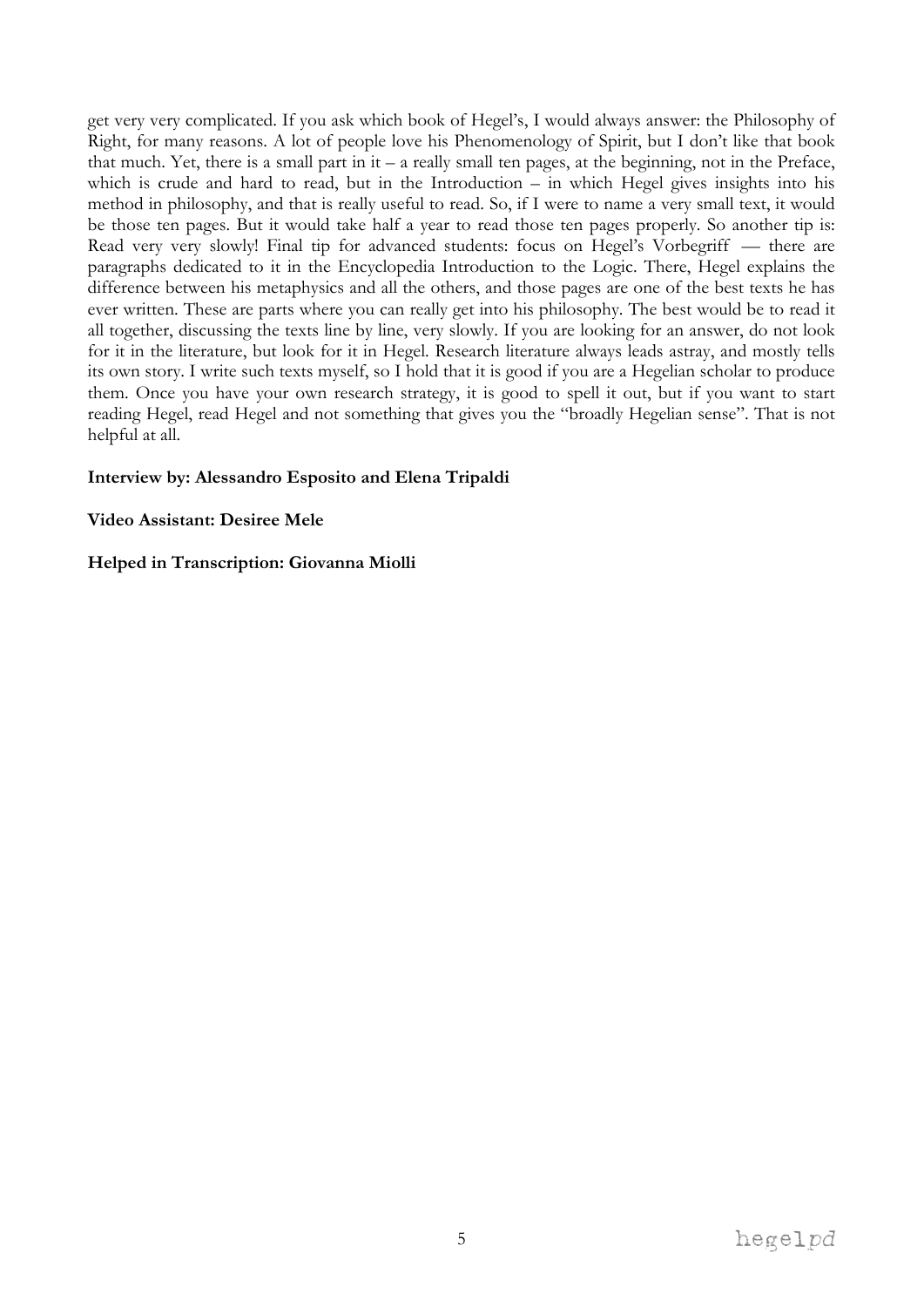get very very complicated. If you ask which book of Hegel's, I would always answer: the Philosophy of Right, for many reasons. A lot of people love his Phenomenology of Spirit, but I don't like that book that much. Yet, there is a small part in it – a really small ten pages, at the beginning, not in the Preface, which is crude and hard to read, but in the Introduction – in which Hegel gives insights into his method in philosophy, and that is really useful to read. So, if I were to name a very small text, it would be those ten pages. But it would take half a year to read those ten pages properly. So another tip is: Read very very slowly! Final tip for advanced students: focus on Hegel's Vorbegriff — there are paragraphs dedicated to it in the Encyclopedia Introduction to the Logic. There, Hegel explains the difference between his metaphysics and all the others, and those pages are one of the best texts he has ever written. These are parts where you can really get into his philosophy. The best would be to read it all together, discussing the texts line by line, very slowly. If you are looking for an answer, do not look for it in the literature, but look for it in Hegel. Research literature always leads astray, and mostly tells its own story. I write such texts myself, so I hold that it is good if you are a Hegelian scholar to produce them. Once you have your own research strategy, it is good to spell it out, but if you want to start reading Hegel, read Hegel and not something that gives you the "broadly Hegelian sense". That is not helpful at all.

**Interview by: Alessandro Esposito and Elena Tripaldi**

**Video Assistant: Desiree Mele**

**Helped in Transcription: Giovanna Miolli**